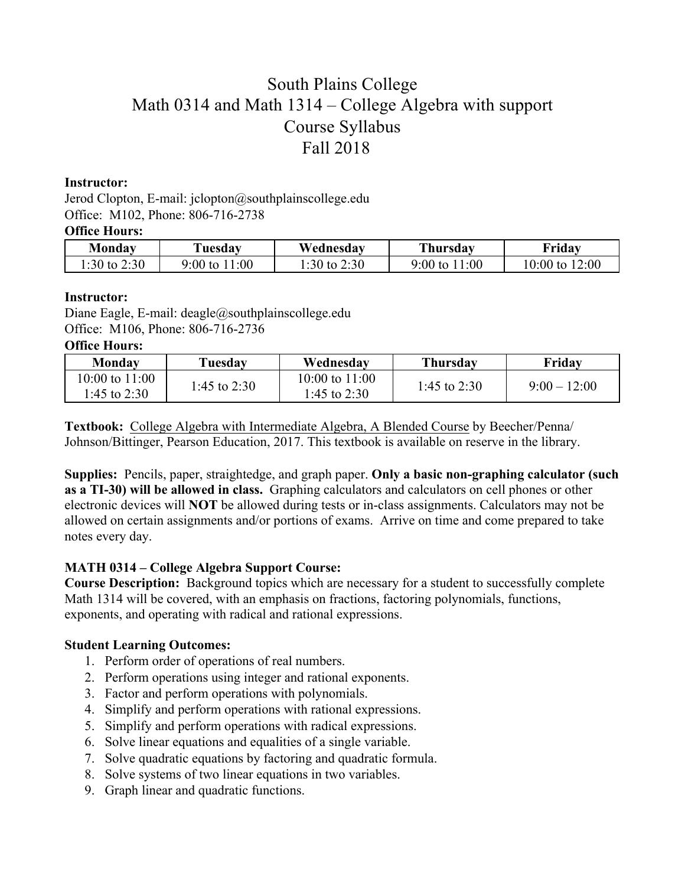# South Plains College
# Math 0314 and Math 1314 – College Algebra with support
# Course Syllabus
# Fall 2018

**Instructor:**
Jerod Clopton, E-mail: jclopton@southplainscollege.edu
Office: M102, Phone: 806-716-2738

**Office Hours:**

| Monday | Tuesday | Wednesday | Thursday | Friday |
|---|---|---|---|---|
| 1:30 to 2:30 | 9:00 to 11:00 | 1:30 to 2:30 | 9:00 to 11:00 | 10:00 to 12:00 |

**Instructor:**
Diane Eagle, E-mail: deagle@southplainscollege.edu
Office: M106, Phone: 806-716-2736

**Office Hours:**

| Monday | Tuesday | Wednesday | Thursday | Friday |
|---|---|---|---|---|
| 10:00 to 11:00<br>1:45 to 2:30 | 1:45 to 2:30 | 10:00 to 11:00<br>1:45 to 2:30 | 1:45 to 2:30 | 9:00 – 12:00 |

**Textbook:** College Algebra with Intermediate Algebra, A Blended Course by Beecher/Penna/Johnson/Bittinger, Pearson Education, 2017. This textbook is available on reserve in the library.

**Supplies:** Pencils, paper, straightedge, and graph paper. **Only a basic non-graphing calculator (such as a TI-30) will be allowed in class.** Graphing calculators and calculators on cell phones or other electronic devices will **NOT** be allowed during tests or in-class assignments. Calculators may not be allowed on certain assignments and/or portions of exams. Arrive on time and come prepared to take notes every day.

### MATH 0314 – College Algebra Support Course:

**Course Description:** Background topics which are necessary for a student to successfully complete Math 1314 will be covered, with an emphasis on fractions, factoring polynomials, functions, exponents, and operating with radical and rational expressions.

**Student Learning Outcomes:**

1. Perform order of operations of real numbers.
2. Perform operations using integer and rational exponents.
3. Factor and perform operations with polynomials.
4. Simplify and perform operations with rational expressions.
5. Simplify and perform operations with radical expressions.
6. Solve linear equations and equalities of a single variable.
7. Solve quadratic equations by factoring and quadratic formula.
8. Solve systems of two linear equations in two variables.
9. Graph linear and quadratic functions.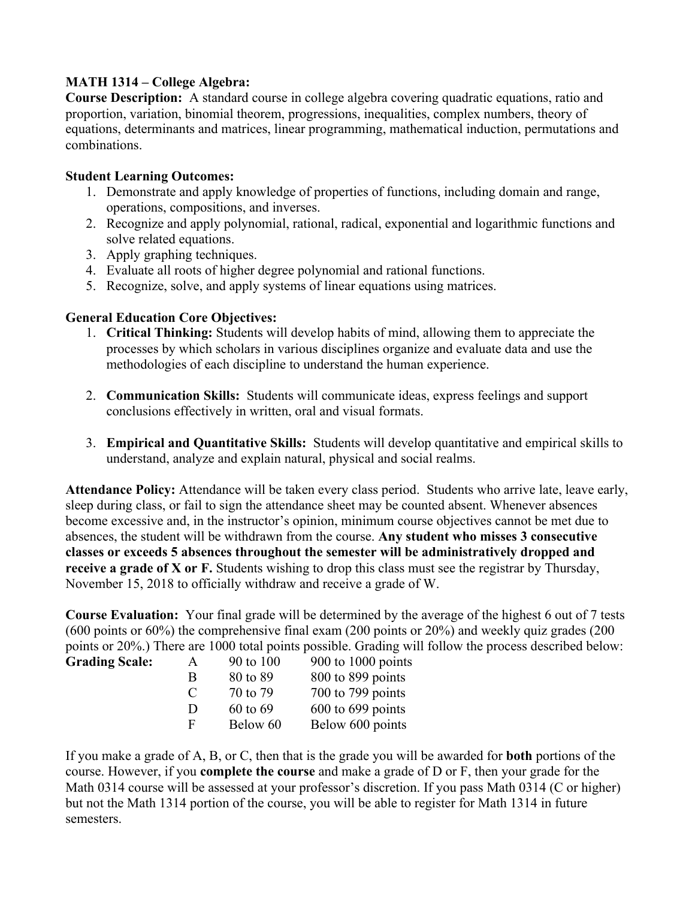**MATH 1314 – College Algebra:**

**Course Description:** A standard course in college algebra covering quadratic equations, ratio and proportion, variation, binomial theorem, progressions, inequalities, complex numbers, theory of equations, determinants and matrices, linear programming, mathematical induction, permutations and combinations.

**Student Learning Outcomes:**

1. Demonstrate and apply knowledge of properties of functions, including domain and range, operations, compositions, and inverses.
2. Recognize and apply polynomial, rational, radical, exponential and logarithmic functions and solve related equations.
3. Apply graphing techniques.
4. Evaluate all roots of higher degree polynomial and rational functions.
5. Recognize, solve, and apply systems of linear equations using matrices.

**General Education Core Objectives:**

1. **Critical Thinking:** Students will develop habits of mind, allowing them to appreciate the processes by which scholars in various disciplines organize and evaluate data and use the methodologies of each discipline to understand the human experience.

2. **Communication Skills:** Students will communicate ideas, express feelings and support conclusions effectively in written, oral and visual formats.

3. **Empirical and Quantitative Skills:** Students will develop quantitative and empirical skills to understand, analyze and explain natural, physical and social realms.

**Attendance Policy:** Attendance will be taken every class period. Students who arrive late, leave early, sleep during class, or fail to sign the attendance sheet may be counted absent. Whenever absences become excessive and, in the instructor's opinion, minimum course objectives cannot be met due to absences, the student will be withdrawn from the course. **Any student who misses 3 consecutive classes or exceeds 5 absences throughout the semester will be administratively dropped and receive a grade of X or F.** Students wishing to drop this class must see the registrar by Thursday, November 15, 2018 to officially withdraw and receive a grade of W.

**Course Evaluation:** Your final grade will be determined by the average of the highest 6 out of 7 tests (600 points or 60%) the comprehensive final exam (200 points or 20%) and weekly quiz grades (200 points or 20%.) There are 1000 total points possible. Grading will follow the process described below:

| **Grading Scale:** | | | |
|---|---|---|---|
| | A | 90 to 100 | 900 to 1000 points |
| | B | 80 to 89 | 800 to 899 points |
| | C | 70 to 79 | 700 to 799 points |
| | D | 60 to 69 | 600 to 699 points |
| | F | Below 60 | Below 600 points |

If you make a grade of A, B, or C, then that is the grade you will be awarded for **both** portions of the course. However, if you **complete the course** and make a grade of D or F, then your grade for the Math 0314 course will be assessed at your professor's discretion. If you pass Math 0314 (C or higher) but not the Math 1314 portion of the course, you will be able to register for Math 1314 in future semesters.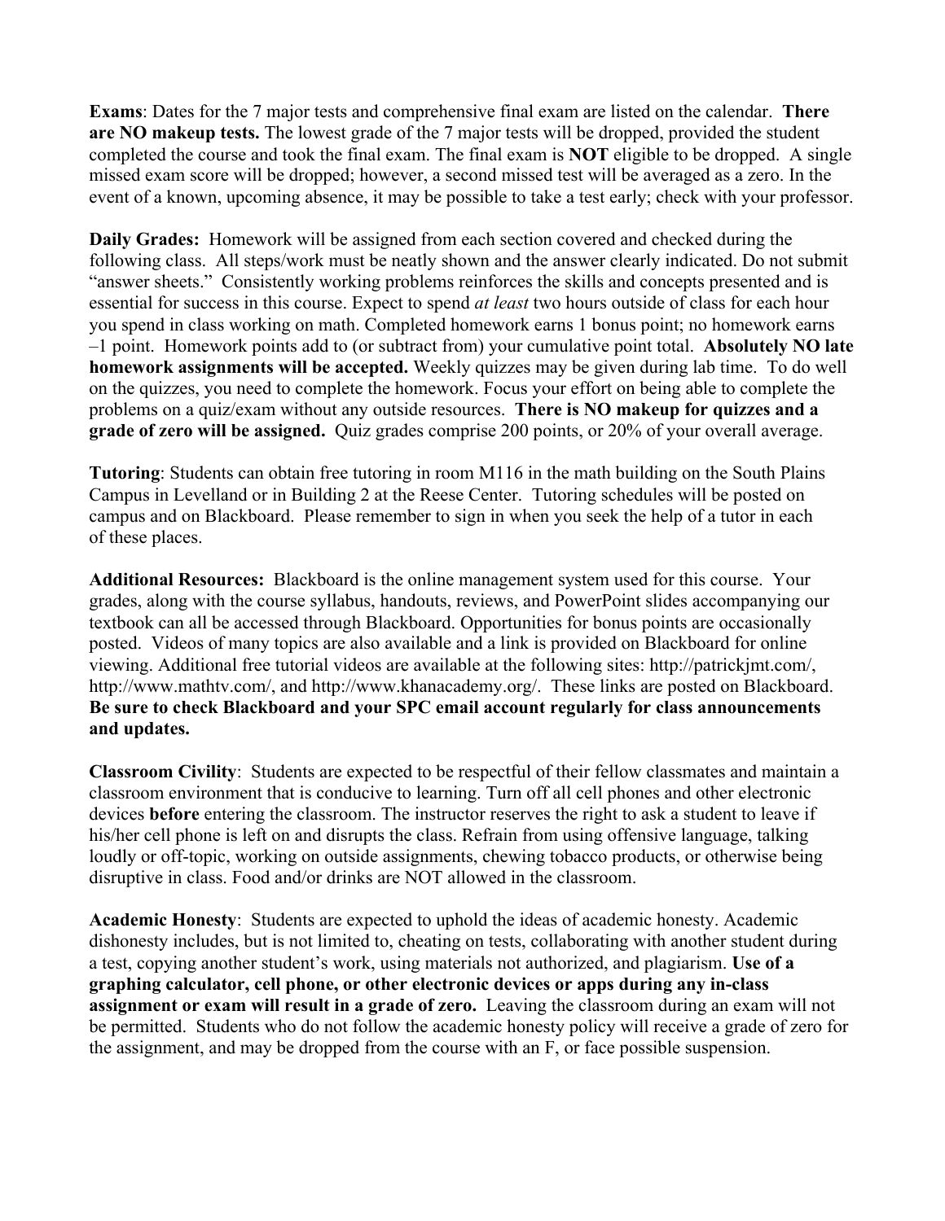**Exams**: Dates for the 7 major tests and comprehensive final exam are listed on the calendar. **There are NO makeup tests.** The lowest grade of the 7 major tests will be dropped, provided the student completed the course and took the final exam. The final exam is **NOT** eligible to be dropped. A single missed exam score will be dropped; however, a second missed test will be averaged as a zero. In the event of a known, upcoming absence, it may be possible to take a test early; check with your professor.

**Daily Grades:** Homework will be assigned from each section covered and checked during the following class. All steps/work must be neatly shown and the answer clearly indicated. Do not submit "answer sheets." Consistently working problems reinforces the skills and concepts presented and is essential for success in this course. Expect to spend *at least* two hours outside of class for each hour you spend in class working on math. Completed homework earns 1 bonus point; no homework earns –1 point. Homework points add to (or subtract from) your cumulative point total. **Absolutely NO late homework assignments will be accepted.** Weekly quizzes may be given during lab time. To do well on the quizzes, you need to complete the homework. Focus your effort on being able to complete the problems on a quiz/exam without any outside resources. **There is NO makeup for quizzes and a grade of zero will be assigned.** Quiz grades comprise 200 points, or 20% of your overall average.

**Tutoring**: Students can obtain free tutoring in room M116 in the math building on the South Plains Campus in Levelland or in Building 2 at the Reese Center. Tutoring schedules will be posted on campus and on Blackboard. Please remember to sign in when you seek the help of a tutor in each of these places.

**Additional Resources:** Blackboard is the online management system used for this course. Your grades, along with the course syllabus, handouts, reviews, and PowerPoint slides accompanying our textbook can all be accessed through Blackboard. Opportunities for bonus points are occasionally posted. Videos of many topics are also available and a link is provided on Blackboard for online viewing. Additional free tutorial videos are available at the following sites: http://patrickjmt.com/, http://www.mathtv.com/, and http://www.khanacademy.org/. These links are posted on Blackboard. **Be sure to check Blackboard and your SPC email account regularly for class announcements and updates.**

**Classroom Civility**: Students are expected to be respectful of their fellow classmates and maintain a classroom environment that is conducive to learning. Turn off all cell phones and other electronic devices **before** entering the classroom. The instructor reserves the right to ask a student to leave if his/her cell phone is left on and disrupts the class. Refrain from using offensive language, talking loudly or off-topic, working on outside assignments, chewing tobacco products, or otherwise being disruptive in class. Food and/or drinks are NOT allowed in the classroom.

**Academic Honesty**: Students are expected to uphold the ideas of academic honesty. Academic dishonesty includes, but is not limited to, cheating on tests, collaborating with another student during a test, copying another student's work, using materials not authorized, and plagiarism. **Use of a graphing calculator, cell phone, or other electronic devices or apps during any in-class assignment or exam will result in a grade of zero.** Leaving the classroom during an exam will not be permitted. Students who do not follow the academic honesty policy will receive a grade of zero for the assignment, and may be dropped from the course with an F, or face possible suspension.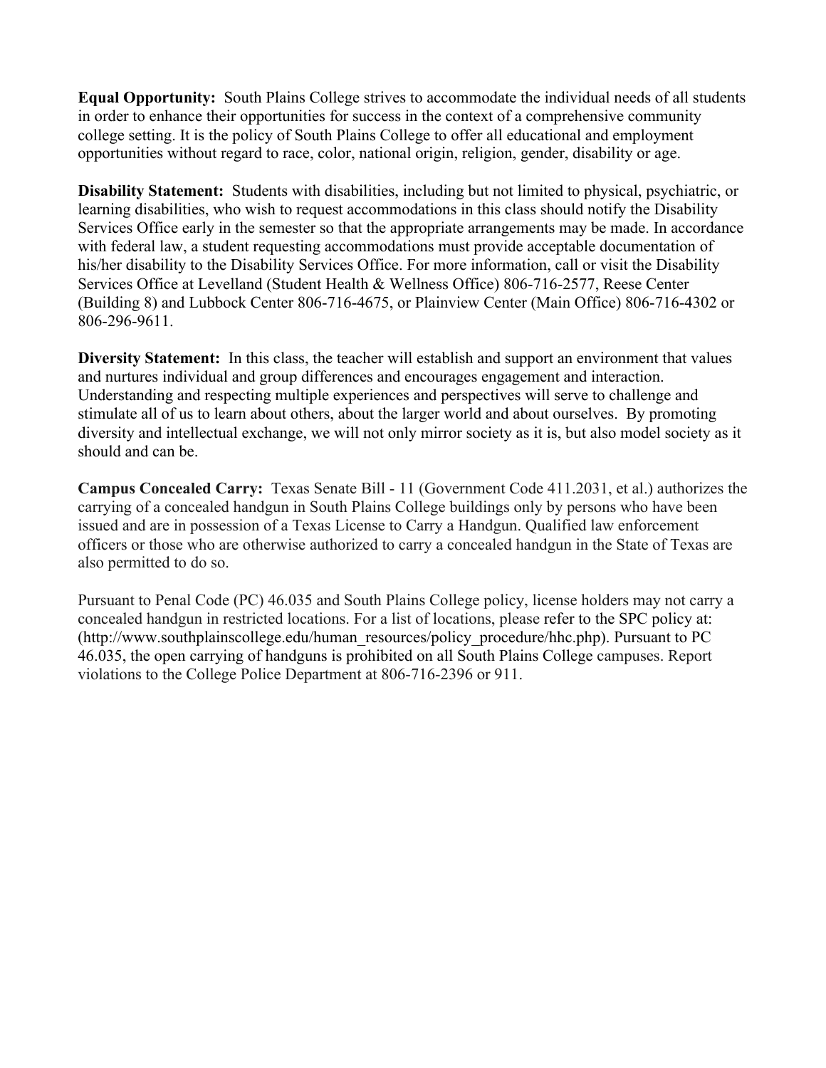**Equal Opportunity:** South Plains College strives to accommodate the individual needs of all students in order to enhance their opportunities for success in the context of a comprehensive community college setting. It is the policy of South Plains College to offer all educational and employment opportunities without regard to race, color, national origin, religion, gender, disability or age.

**Disability Statement:** Students with disabilities, including but not limited to physical, psychiatric, or learning disabilities, who wish to request accommodations in this class should notify the Disability Services Office early in the semester so that the appropriate arrangements may be made. In accordance with federal law, a student requesting accommodations must provide acceptable documentation of his/her disability to the Disability Services Office. For more information, call or visit the Disability Services Office at Levelland (Student Health & Wellness Office) 806-716-2577, Reese Center (Building 8) and Lubbock Center 806-716-4675, or Plainview Center (Main Office) 806-716-4302 or 806-296-9611.

**Diversity Statement:** In this class, the teacher will establish and support an environment that values and nurtures individual and group differences and encourages engagement and interaction. Understanding and respecting multiple experiences and perspectives will serve to challenge and stimulate all of us to learn about others, about the larger world and about ourselves. By promoting diversity and intellectual exchange, we will not only mirror society as it is, but also model society as it should and can be.

**Campus Concealed Carry:** Texas Senate Bill - 11 (Government Code 411.2031, et al.) authorizes the carrying of a concealed handgun in South Plains College buildings only by persons who have been issued and are in possession of a Texas License to Carry a Handgun. Qualified law enforcement officers or those who are otherwise authorized to carry a concealed handgun in the State of Texas are also permitted to do so.

Pursuant to Penal Code (PC) 46.035 and South Plains College policy, license holders may not carry a concealed handgun in restricted locations. For a list of locations, please refer to the SPC policy at: (http://www.southplainscollege.edu/human_resources/policy_procedure/hhc.php). Pursuant to PC 46.035, the open carrying of handguns is prohibited on all South Plains College campuses. Report violations to the College Police Department at 806-716-2396 or 911.